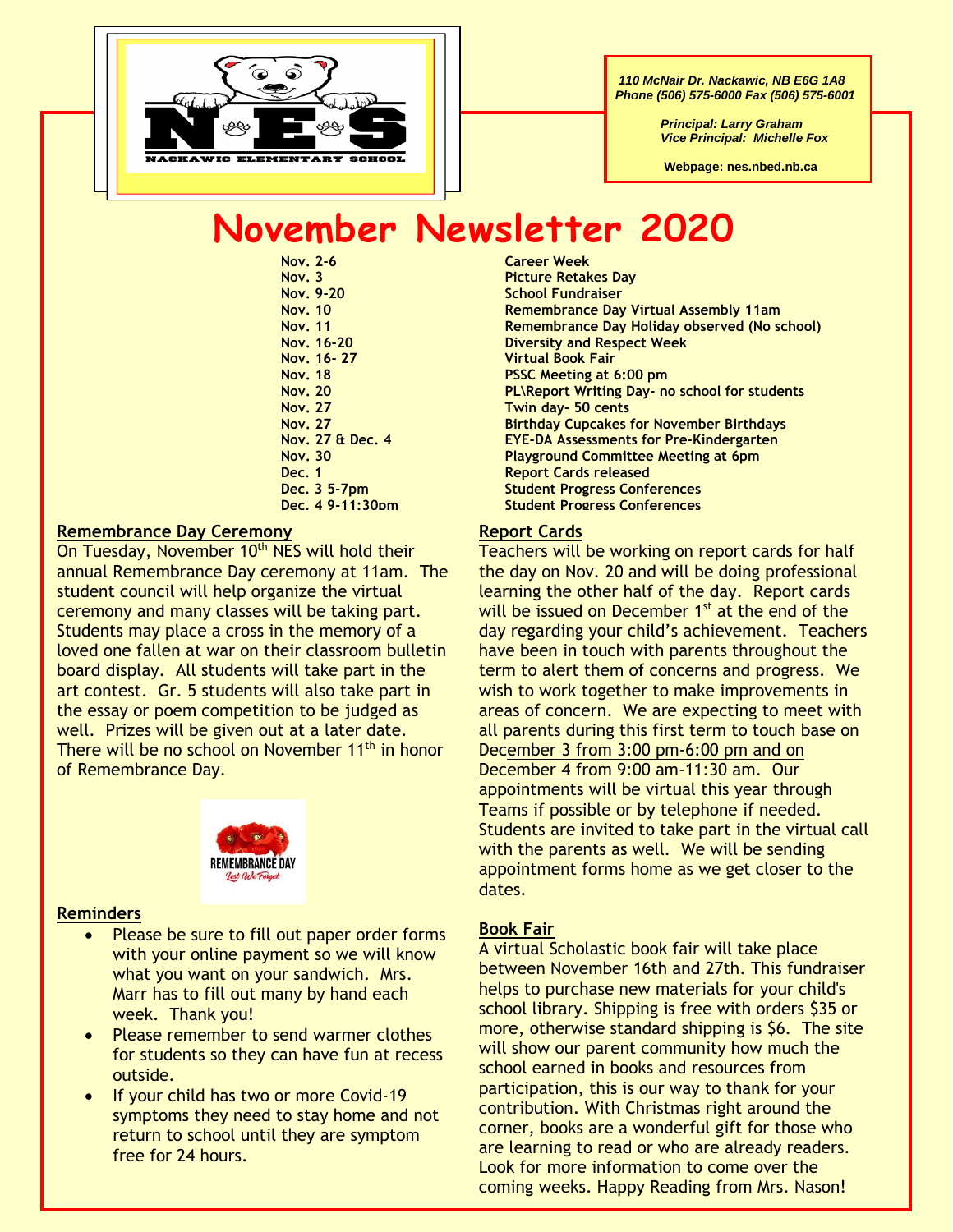110 McNair Dr. Nackawic, NB E6G 1A8
Phone (506) 575-6000 Fax (506) 575-6001

Principal: Larry Graham
Vice Principal: Michelle Fox

Webpage: nes.nbed.nb.ca

# November Newsletter 2020

| | |
|---|---|
| **Nov. 2-6** | **Career Week** |
| **Nov. 3** | **Picture Retakes Day** |
| **Nov. 9-20** | **School Fundraiser** |
| **Nov. 10** | **Remembrance Day Virtual Assembly 11am** |
| **Nov. 11** | **Remembrance Day Holiday observed (No school)** |
| **Nov. 16-20** | **Diversity and Respect Week** |
| **Nov. 16- 27** | **Virtual Book Fair** |
| **Nov. 18** | **PSSC Meeting at 6:00 pm** |
| **Nov. 20** | **PL\Report Writing Day- no school for students** |
| **Nov. 27** | **Twin day- 50 cents** |
| **Nov. 27** | **Birthday Cupcakes for November Birthdays** |
| **Nov. 27 & Dec. 4** | **EYE-DA Assessments for Pre-Kindergarten** |
| **Nov. 30** | **Playground Committee Meeting at 6pm** |
| **Dec. 1** | **Report Cards released** |
| **Dec. 3 5-7pm** | **Student Progress Conferences** |
| **Dec. 4 9-11:30pm** | **Student Progress Conferences** |

## Remembrance Day Ceremony

On Tuesday, November 10th NES will hold their annual Remembrance Day ceremony at 11am. The student council will help organize the virtual ceremony and many classes will be taking part. Students may place a cross in the memory of a loved one fallen at war on their classroom bulletin board display. All students will take part in the art contest. Gr. 5 students will also take part in the essay or poem competition to be judged as well. Prizes will be given out at a later date. There will be no school on November 11th in honor of Remembrance Day.

REMEMBRANCE DAY
Lest We Forget

## Reminders

- Please be sure to fill out paper order forms with your online payment so we will know what you want on your sandwich. Mrs. Marr has to fill out many by hand each week. Thank you!
- Please remember to send warmer clothes for students so they can have fun at recess outside.
- If your child has two or more Covid-19 symptoms they need to stay home and not return to school until they are symptom free for 24 hours.

## Report Cards

Teachers will be working on report cards for half the day on Nov. 20 and will be doing professional learning the other half of the day. Report cards will be issued on December 1st at the end of the day regarding your child's achievement. Teachers have been in touch with parents throughout the term to alert them of concerns and progress. We wish to work together to make improvements in areas of concern. We are expecting to meet with all parents during this first term to touch base on December 3 from 3:00 pm-6:00 pm and on December 4 from 9:00 am-11:30 am. Our appointments will be virtual this year through Teams if possible or by telephone if needed. Students are invited to take part in the virtual call with the parents as well. We will be sending appointment forms home as we get closer to the dates.

## Book Fair

A virtual Scholastic book fair will take place between November 16th and 27th. This fundraiser helps to purchase new materials for your child's school library. Shipping is free with orders $35 or more, otherwise standard shipping is $6. The site will show our parent community how much the school earned in books and resources from participation, this is our way to thank for your contribution. With Christmas right around the corner, books are a wonderful gift for those who are learning to read or who are already readers. Look for more information to come over the coming weeks. Happy Reading from Mrs. Nason!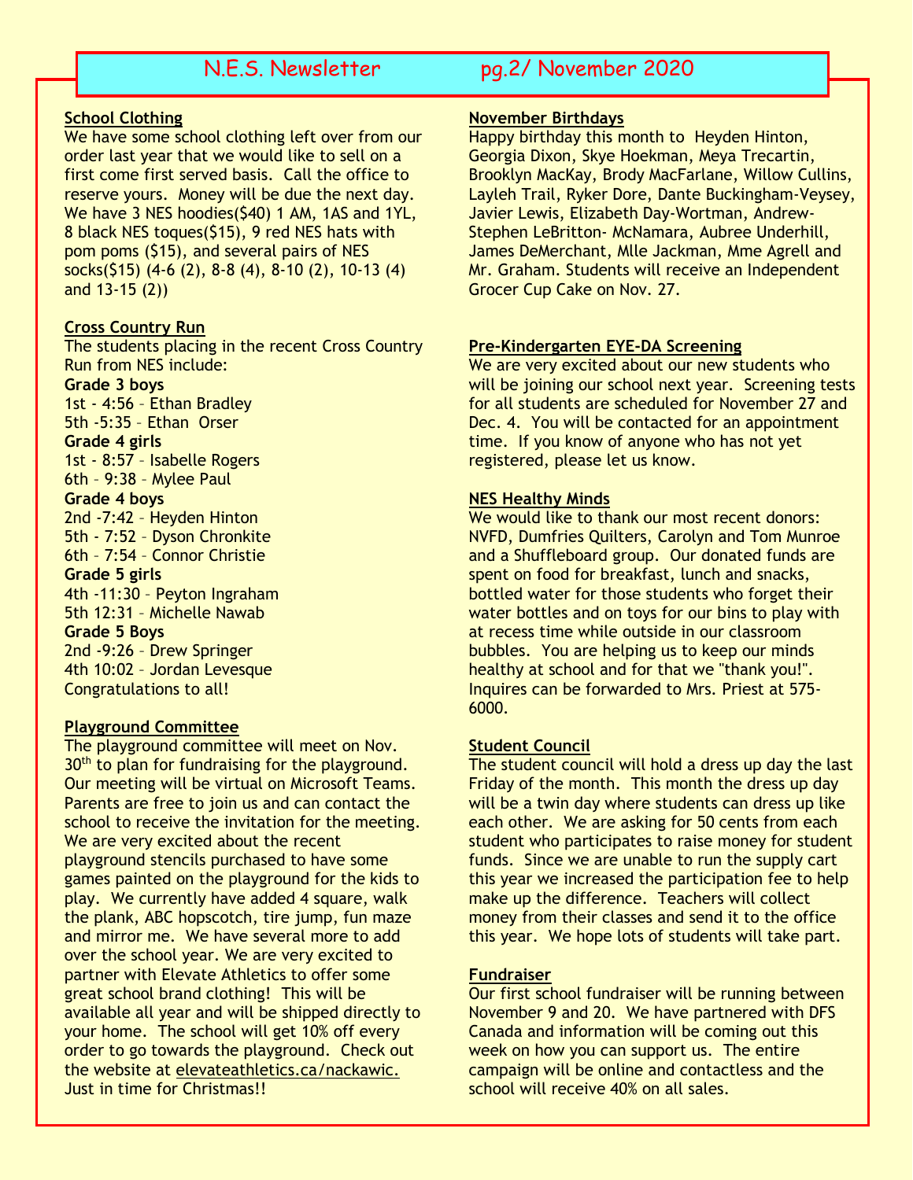## School Clothing

We have some school clothing left over from our order last year that we would like to sell on a first come first served basis. Call the office to reserve yours. Money will be due the next day. We have 3 NES hoodies($40) 1 AM, 1AS and 1YL, 8 black NES toques($15), 9 red NES hats with pom poms ($15), and several pairs of NES socks($15) (4-6 (2), 8-8 (4), 8-10 (2), 10-13 (4) and 13-15 (2))

## Cross Country Run

The students placing in the recent Cross Country Run from NES include:

**Grade 3 boys**
1st - 4:56 – Ethan Bradley
5th -5:35 – Ethan Orser

**Grade 4 girls**
1st - 8:57 – Isabelle Rogers
6th – 9:38 – Mylee Paul

**Grade 4 boys**
2nd -7:42 – Heyden Hinton
5th - 7:52 – Dyson Chronkite
6th – 7:54 – Connor Christie

**Grade 5 girls**
4th -11:30 – Peyton Ingraham
5th 12:31 – Michelle Nawab

**Grade 5 Boys**
2nd -9:26 – Drew Springer
4th 10:02 – Jordan Levesque

Congratulations to all!

## Playground Committee

The playground committee will meet on Nov. 30th to plan for fundraising for the playground. Our meeting will be virtual on Microsoft Teams. Parents are free to join us and can contact the school to receive the invitation for the meeting. We are very excited about the recent playground stencils purchased to have some games painted on the playground for the kids to play. We currently have added 4 square, walk the plank, ABC hopscotch, tire jump, fun maze and mirror me. We have several more to add over the school year. We are very excited to partner with Elevate Athletics to offer some great school brand clothing! This will be available all year and will be shipped directly to your home. The school will get 10% off every order to go towards the playground. Check out the website at elevateathletics.ca/nackawic. Just in time for Christmas!!

## November Birthdays

Happy birthday this month to Heyden Hinton, Georgia Dixon, Skye Hoekman, Meya Trecartin, Brooklyn MacKay, Brody MacFarlane, Willow Cullins, Layleh Trail, Ryker Dore, Dante Buckingham-Veysey, Javier Lewis, Elizabeth Day-Wortman, Andrew-Stephen LeBritton- McNamara, Aubree Underhill, James DeMerchant, Mlle Jackman, Mme Agrell and Mr. Graham. Students will receive an Independent Grocer Cup Cake on Nov. 27.

## Pre-Kindergarten EYE-DA Screening

We are very excited about our new students who will be joining our school next year. Screening tests for all students are scheduled for November 27 and Dec. 4. You will be contacted for an appointment time. If you know of anyone who has not yet registered, please let us know.

## NES Healthy Minds

We would like to thank our most recent donors: NVFD, Dumfries Quilters, Carolyn and Tom Munroe and a Shuffleboard group. Our donated funds are spent on food for breakfast, lunch and snacks, bottled water for those students who forget their water bottles and on toys for our bins to play with at recess time while outside in our classroom bubbles. You are helping us to keep our minds healthy at school and for that we "thank you!". Inquires can be forwarded to Mrs. Priest at 575-6000.

## Student Council

The student council will hold a dress up day the last Friday of the month. This month the dress up day will be a twin day where students can dress up like each other. We are asking for 50 cents from each student who participates to raise money for student funds. Since we are unable to run the supply cart this year we increased the participation fee to help make up the difference. Teachers will collect money from their classes and send it to the office this year. We hope lots of students will take part.

## Fundraiser

Our first school fundraiser will be running between November 9 and 20. We have partnered with DFS Canada and information will be coming out this week on how you can support us. The entire campaign will be online and contactless and the school will receive 40% on all sales.